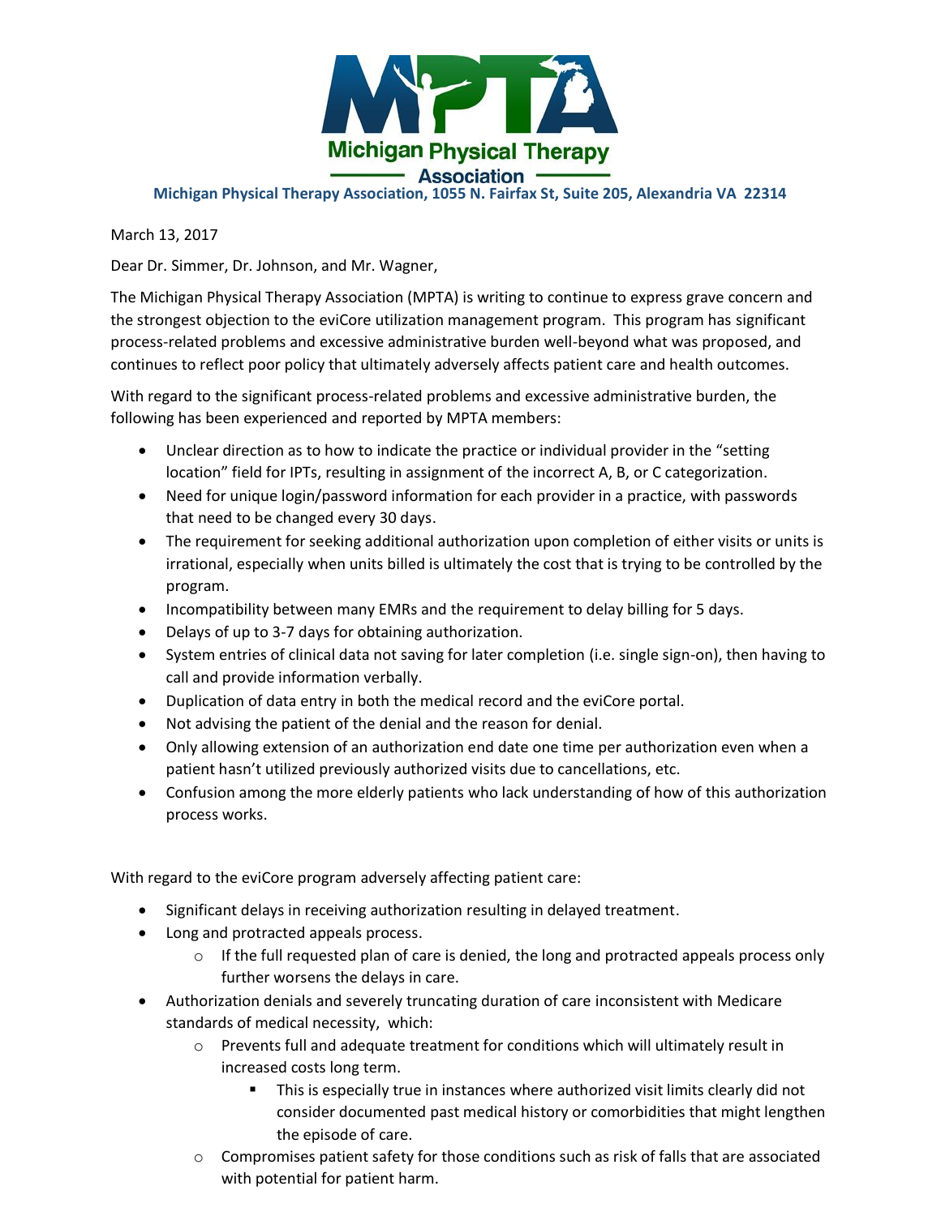**Michigan Physical Therapy Association**

**Michigan Physical Therapy Association, 1055 N. Fairfax St, Suite 205, Alexandria VA 22314**

March 13, 2017

Dear Dr. Simmer, Dr. Johnson, and Mr. Wagner,

The Michigan Physical Therapy Association (MPTA) is writing to continue to express grave concern and the strongest objection to the eviCore utilization management program. This program has significant process-related problems and excessive administrative burden well-beyond what was proposed, and continues to reflect poor policy that ultimately adversely affects patient care and health outcomes.

With regard to the significant process-related problems and excessive administrative burden, the following has been experienced and reported by MPTA members:

- Unclear direction as to how to indicate the practice or individual provider in the "setting location" field for IPTs, resulting in assignment of the incorrect A, B, or C categorization.
- Need for unique login/password information for each provider in a practice, with passwords that need to be changed every 30 days.
- The requirement for seeking additional authorization upon completion of either visits or units is irrational, especially when units billed is ultimately the cost that is trying to be controlled by the program.
- Incompatibility between many EMRs and the requirement to delay billing for 5 days.
- Delays of up to 3-7 days for obtaining authorization.
- System entries of clinical data not saving for later completion (i.e. single sign-on), then having to call and provide information verbally.
- Duplication of data entry in both the medical record and the eviCore portal.
- Not advising the patient of the denial and the reason for denial.
- Only allowing extension of an authorization end date one time per authorization even when a patient hasn't utilized previously authorized visits due to cancellations, etc.
- Confusion among the more elderly patients who lack understanding of how of this authorization process works.

With regard to the eviCore program adversely affecting patient care:

- Significant delays in receiving authorization resulting in delayed treatment.
- Long and protracted appeals process.
  - If the full requested plan of care is denied, the long and protracted appeals process only further worsens the delays in care.
- Authorization denials and severely truncating duration of care inconsistent with Medicare standards of medical necessity, which:
  - Prevents full and adequate treatment for conditions which will ultimately result in increased costs long term.
    - This is especially true in instances where authorized visit limits clearly did not consider documented past medical history or comorbidities that might lengthen the episode of care.
  - Compromises patient safety for those conditions such as risk of falls that are associated with potential for patient harm.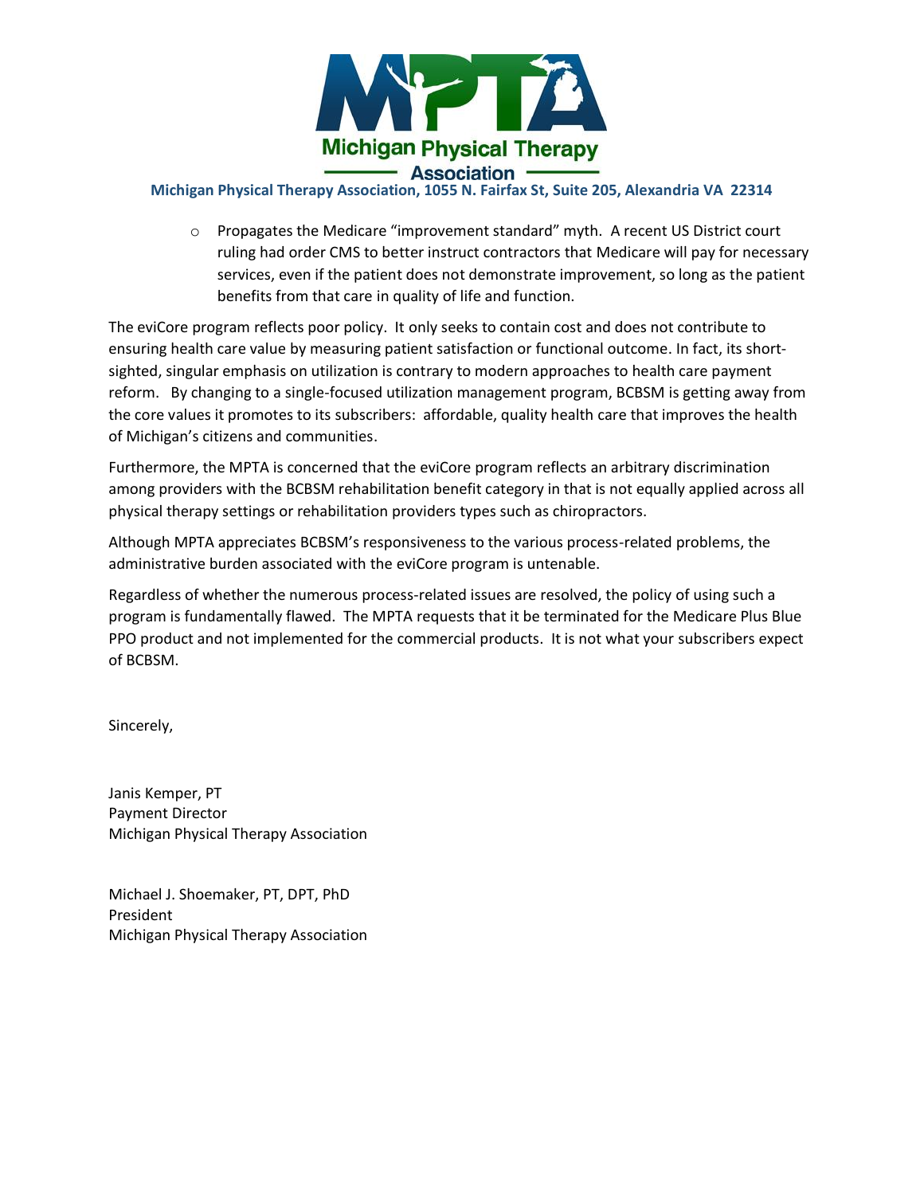Michigan Physical Therapy Association

**Michigan Physical Therapy Association, 1055 N. Fairfax St, Suite 205, Alexandria VA 22314**

- Propagates the Medicare "improvement standard" myth. A recent US District court ruling had order CMS to better instruct contractors that Medicare will pay for necessary services, even if the patient does not demonstrate improvement, so long as the patient benefits from that care in quality of life and function.

The eviCore program reflects poor policy. It only seeks to contain cost and does not contribute to ensuring health care value by measuring patient satisfaction or functional outcome. In fact, its short-sighted, singular emphasis on utilization is contrary to modern approaches to health care payment reform. By changing to a single-focused utilization management program, BCBSM is getting away from the core values it promotes to its subscribers: affordable, quality health care that improves the health of Michigan's citizens and communities.

Furthermore, the MPTA is concerned that the eviCore program reflects an arbitrary discrimination among providers with the BCBSM rehabilitation benefit category in that is not equally applied across all physical therapy settings or rehabilitation providers types such as chiropractors.

Although MPTA appreciates BCBSM's responsiveness to the various process-related problems, the administrative burden associated with the eviCore program is untenable.

Regardless of whether the numerous process-related issues are resolved, the policy of using such a program is fundamentally flawed. The MPTA requests that it be terminated for the Medicare Plus Blue PPO product and not implemented for the commercial products. It is not what your subscribers expect of BCBSM.

Sincerely,

Janis Kemper, PT
Payment Director
Michigan Physical Therapy Association

Michael J. Shoemaker, PT, DPT, PhD
President
Michigan Physical Therapy Association